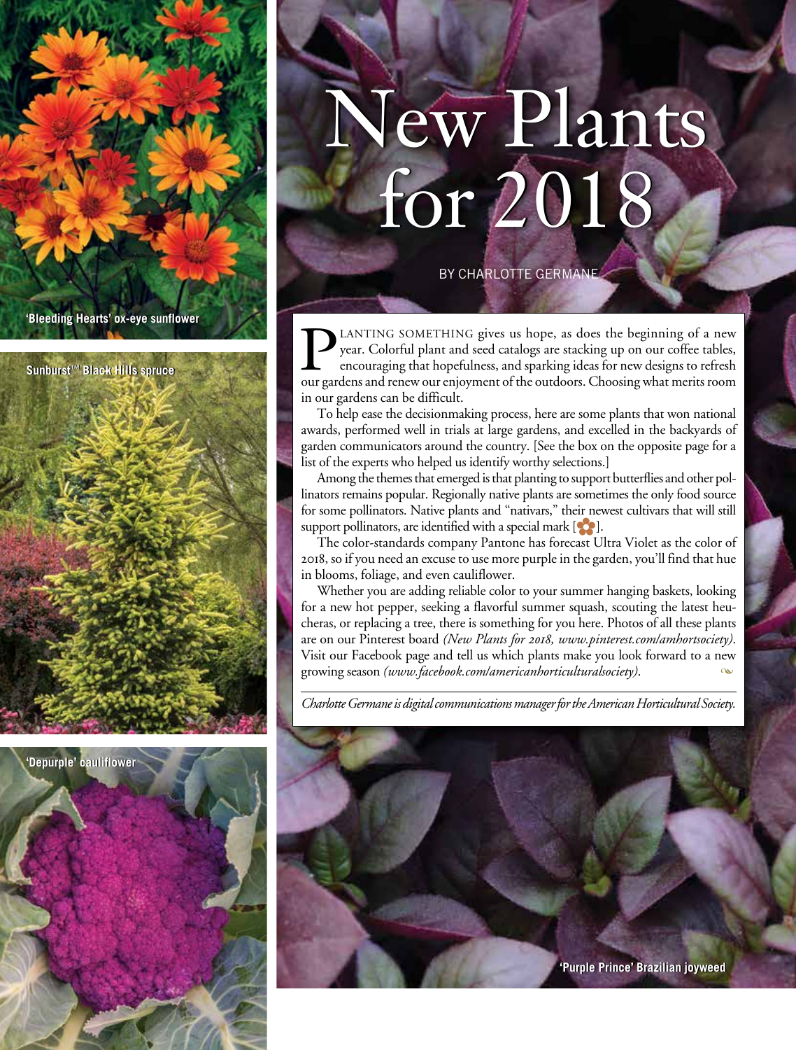# New Plants for 2018

BY CHARLOTTE GERMANE

PLANTING SOMETHING gives us hope, as does the beginning of a new year. Colorful plant and seed catalogs are stacking up on our coffee tables, encouraging that hopefulness, and sparking ideas for new designs to refresh our gardens and renew our enjoyment of the outdoors. Choosing what merits room in our gardens can be difficult.

To help ease the decisionmaking process, here are some plants that won national awards, performed well in trials at large gardens, and excelled in the backyards of garden communicators around the country. [See the box on the opposite page for a list of the experts who helped us identify worthy selections.]

Among the themes that emerged is that planting to support butterflies and other pollinators remains popular. Regionally native plants are sometimes the only food source for some pollinators. Native plants and "nativars," their newest cultivars that will still support pollinators, are identified with a special mark [✿].

The color-standards company Pantone has forecast Ultra Violet as the color of 2018, so if you need an excuse to use more purple in the garden, you'll find that hue in blooms, foliage, and even cauliflower.

Whether you are adding reliable color to your summer hanging baskets, looking for a new hot pepper, seeking a flavorful summer squash, scouting the latest heucheras, or replacing a tree, there is something for you here. Photos of all these plants are on our Pinterest board *(New Plants for 2018, www.pinterest.com/amhortsociety)*. Visit our Facebook page and tell us which plants make you look forward to a new growing season *(www.facebook.com/americanhorticulturalsociety)*.

*Charlotte Germane is digital communications manager for the American Horticultural Society.*

'Bleeding Hearts' ox-eye sunflower

Sunburst™ Black Hills spruce

'Depurple' cauliflower

'Purple Prince' Brazilian joyweed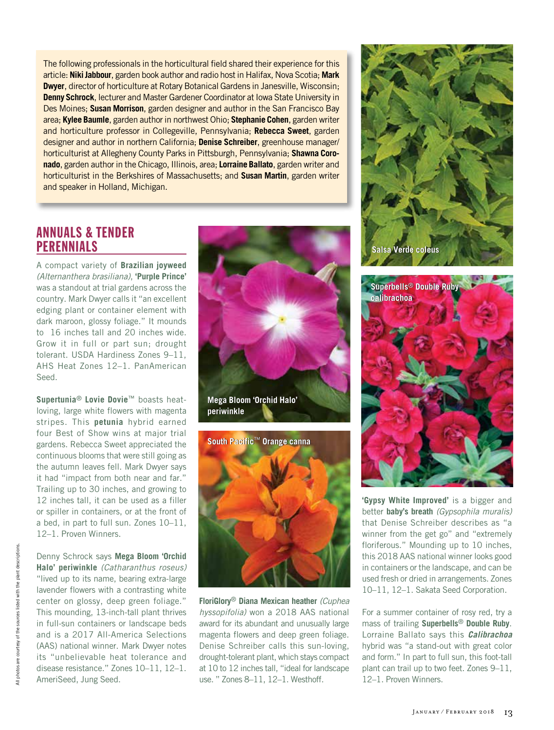The following professionals in the horticultural field shared their experience for this article: **Niki Jabbour**, garden book author and radio host in Halifax, Nova Scotia; **Mark Dwyer**, director of horticulture at Rotary Botanical Gardens in Janesville, Wisconsin; **Denny Schrock**, lecturer and Master Gardener Coordinator at Iowa State University in Des Moines; **Susan Morrison**, garden designer and author in the San Francisco Bay area; **Kylee Baumle**, garden author in northwest Ohio; **Stephanie Cohen**, garden writer and horticulture professor in Collegeville, Pennsylvania; **Rebecca Sweet**, garden designer and author in northern California; **Denise Schreiber**, greenhouse manager/horticulturist at Allegheny County Parks in Pittsburgh, Pennsylvania; **Shawna Coronado**, garden author in the Chicago, Illinois, area; **Lorraine Ballato**, garden writer and horticulturist in the Berkshires of Massachusetts; and **Susan Martin**, garden writer and speaker in Holland, Michigan.

## ANNUALS & TENDER PERENNIALS

A compact variety of **Brazilian joyweed** *(Alternanthera brasiliana)*, **'Purple Prince'** was a standout at trial gardens across the country. Mark Dwyer calls it "an excellent edging plant or container element with dark maroon, glossy foliage." It mounds to 16 inches tall and 20 inches wide. Grow it in full or part sun; drought tolerant. USDA Hardiness Zones 9–11, AHS Heat Zones 12–1. PanAmerican Seed.

**Supertunia® Lovie Dovie™** boasts heat-loving, large white flowers with magenta stripes. This **petunia** hybrid earned four Best of Show wins at major trial gardens. Rebecca Sweet appreciated the continuous blooms that were still going as the autumn leaves fell. Mark Dwyer says it had "impact from both near and far." Trailing up to 30 inches, and growing to 12 inches tall, it can be used as a filler or spiller in containers, or at the front of a bed, in part to full sun. Zones 10–11, 12–1. Proven Winners.

Denny Schrock says **Mega Bloom 'Orchid Halo' periwinkle** *(Catharanthus roseus)* "lived up to its name, bearing extra-large lavender flowers with a contrasting white center on glossy, deep green foliage." This mounding, 13-inch-tall plant thrives in full-sun containers or landscape beds and is a 2017 All-America Selections (AAS) national winner. Mark Dwyer notes its "unbelievable heat tolerance and disease resistance." Zones 10–11, 12–1. AmeriSeed, Jung Seed.

Mega Bloom 'Orchid Halo' periwinkle

South Pacific™ Orange canna

**FloriGlory® Diana Mexican heather** *(Cuphea hyssopifolia)* won a 2018 AAS national award for its abundant and unusually large magenta flowers and deep green foliage. Denise Schreiber calls this sun-loving, drought-tolerant plant, which stays compact at 10 to 12 inches tall, "ideal for landscape use." Zones 8–11, 12–1. Westhoff.

Salsa Verde coleus

Superbells® Double Ruby calibrachoa

**'Gypsy White Improved'** is a bigger and better **baby's breath** *(Gypsophila muralis)* that Denise Schreiber describes as "a winner from the get go" and "extremely floriferous." Mounding up to 10 inches, this 2018 AAS national winner looks good in containers or the landscape, and can be used fresh or dried in arrangements. Zones 10–11, 12–1. Sakata Seed Corporation.

For a summer container of rosy red, try a mass of trailing **Superbells® Double Ruby**. Lorraine Ballato says this ***Calibrachoa*** hybrid was "a stand-out with great color and form." In part to full sun, this foot-tall plant can trail up to two feet. Zones 9–11, 12–1. Proven Winners.

All photos are courtesy of the sources listed with the plant descriptions.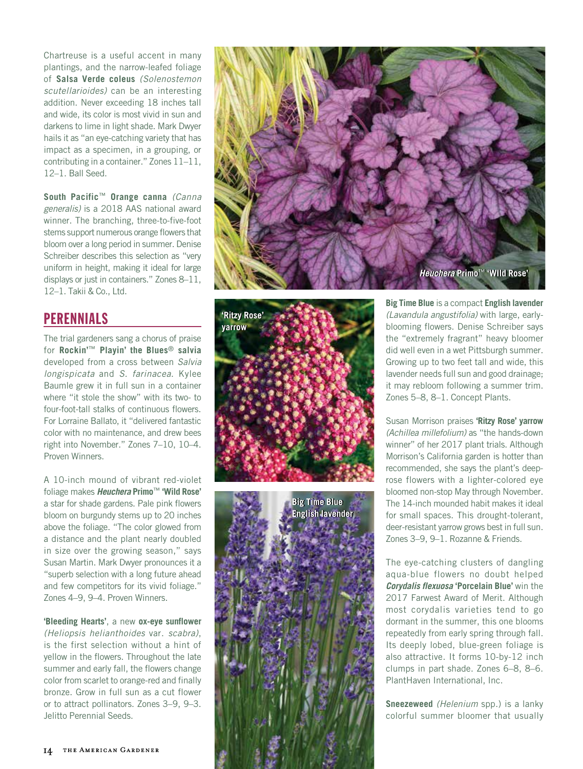Chartreuse is a useful accent in many plantings, and the narrow-leafed foliage of **Salsa Verde coleus** *(Solenostemon scutellarioides)* can be an interesting addition. Never exceeding 18 inches tall and wide, its color is most vivid in sun and darkens to lime in light shade. Mark Dwyer hails it as "an eye-catching variety that has impact as a specimen, in a grouping, or contributing in a container." Zones 11–11, 12–1. Ball Seed.

**South Pacific™ Orange canna** *(Canna generalis)* is a 2018 AAS national award winner. The branching, three-to-five-foot stems support numerous orange flowers that bloom over a long period in summer. Denise Schreiber describes this selection as "very uniform in height, making it ideal for large displays or just in containers." Zones 8–11, 12–1. Takii & Co., Ltd.

## PERENNIALS

The trial gardeners sang a chorus of praise for **Rockin'™ Playin' the Blues® salvia** developed from a cross between *Salvia longispicata* and *S. farinacea*. Kylee Baumle grew it in full sun in a container where "it stole the show" with its two- to four-foot-tall stalks of continuous flowers. For Lorraine Ballato, it "delivered fantastic color with no maintenance, and drew bees right into November." Zones 7–10, 10–4. Proven Winners.

A 10-inch mound of vibrant red-violet foliage makes ***Heuchera* Primo™ 'Wild Rose'** a star for shade gardens. Pale pink flowers bloom on burgundy stems up to 20 inches above the foliage. "The color glowed from a distance and the plant nearly doubled in size over the growing season," says Susan Martin. Mark Dwyer pronounces it a "superb selection with a long future ahead and few competitors for its vivid foliage." Zones 4–9, 9–4. Proven Winners.

**'Bleeding Hearts'**, a new **ox-eye sunflower** *(Heliopsis helianthoides* var. *scabra)*, is the first selection without a hint of yellow in the flowers. Throughout the late summer and early fall, the flowers change color from scarlet to orange-red and finally bronze. Grow in full sun as a cut flower or to attract pollinators. Zones 3–9, 9–3. Jelitto Perennial Seeds.

***Heuchera* Primo™ 'Wild Rose'**

**'Ritzy Rose' yarrow**

**Big Time Blue English lavender**

**Big Time Blue** is a compact **English lavender** *(Lavandula angustifolia)* with large, early-blooming flowers. Denise Schreiber says the "extremely fragrant" heavy bloomer did well even in a wet Pittsburgh summer. Growing up to two feet tall and wide, this lavender needs full sun and good drainage; it may rebloom following a summer trim. Zones 5–8, 8–1. Concept Plants.

Susan Morrison praises **'Ritzy Rose' yarrow** *(Achillea millefolium)* as "the hands-down winner" of her 2017 plant trials. Although Morrison's California garden is hotter than recommended, she says the plant's deep-rose flowers with a lighter-colored eye bloomed non-stop May through November. The 14-inch mounded habit makes it ideal for small spaces. This drought-tolerant, deer-resistant yarrow grows best in full sun. Zones 3–9, 9–1. Rozanne & Friends.

The eye-catching clusters of dangling aqua-blue flowers no doubt helped ***Corydalis flexuosa* 'Porcelain Blue'** win the 2017 Farwest Award of Merit. Although most corydalis varieties tend to go dormant in the summer, this one blooms repeatedly from early spring through fall. Its deeply lobed, blue-green foliage is also attractive. It forms 10-by-12 inch clumps in part shade. Zones 6–8, 8–6. PlantHaven International, Inc.

**Sneezeweed** *(Helenium* spp.) is a lanky colorful summer bloomer that usually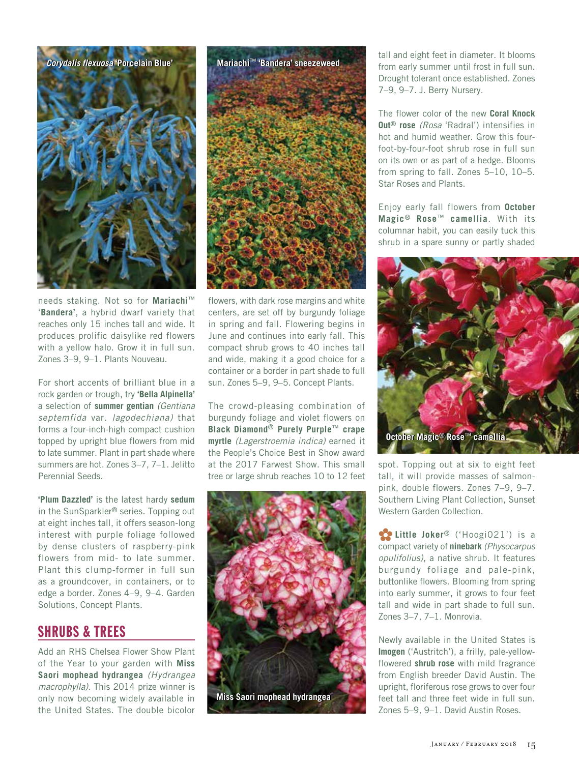*Corydalis flexuosa* 'Porcelain Blue'

needs staking. Not so for **Mariachi**™ '**Bandera'**, a hybrid dwarf variety that reaches only 15 inches tall and wide. It produces prolific daisylike red flowers with a yellow halo. Grow it in full sun. Zones 3–9, 9–1. Plants Nouveau.

For short accents of brilliant blue in a rock garden or trough, try **'Bella Alpinella'** a selection of **summer gentian** *(Gentiana septemfida* var. *lagodechiana)* that forms a four-inch-high compact cushion topped by upright blue flowers from mid to late summer. Plant in part shade where summers are hot. Zones 3–7, 7–1. Jelitto Perennial Seeds.

**'Plum Dazzled'** is the latest hardy **sedum** in the SunSparkler® series. Topping out at eight inches tall, it offers season-long interest with purple foliage followed by dense clusters of raspberry-pink flowers from mid- to late summer. Plant this clump-former in full sun as a groundcover, in containers, or to edge a border. Zones 4–9, 9–4. Garden Solutions, Concept Plants.

## SHRUBS & TREES

Add an RHS Chelsea Flower Show Plant of the Year to your garden with **Miss Saori mophead hydrangea** *(Hydrangea macrophylla)*. This 2014 prize winner is only now becoming widely available in the United States. The double bicolor flowers, with dark rose margins and white centers, are set off by burgundy foliage in spring and fall. Flowering begins in June and continues into early fall. This compact shrub grows to 40 inches tall and wide, making it a good choice for a container or a border in part shade to full sun. Zones 5–9, 9–5. Concept Plants.

Mariachi™ 'Bandera' sneezeweed

The crowd-pleasing combination of burgundy foliage and violet flowers on **Black Diamond**® **Purely Purple**™ **crape myrtle** *(Lagerstroemia indica)* earned it the People's Choice Best in Show award at the 2017 Farwest Show. This small tree or large shrub reaches 10 to 12 feet tall and eight feet in diameter. It blooms from early summer until frost in full sun. Drought tolerant once established. Zones 7–9, 9–7. J. Berry Nursery.

Miss Saori mophead hydrangea

The flower color of the new **Coral Knock Out**® **rose** *(Rosa* 'Radral') intensifies in hot and humid weather. Grow this four-foot-by-four-foot shrub rose in full sun on its own or as part of a hedge. Blooms from spring to fall. Zones 5–10, 10–5. Star Roses and Plants.

Enjoy early fall flowers from **October Magic**® **Rose**™ **camellia**. With its columnar habit, you can easily tuck this shrub in a spare sunny or partly shaded spot. Topping out at six to eight feet tall, it will provide masses of salmon-pink, double flowers. Zones 7–9, 9–7. Southern Living Plant Collection, Sunset Western Garden Collection.

October Magic® Rose™ camellia

**Little Joker**® ('Hoogi021') is a compact variety of **ninebark** *(Physocarpus opulifolius)*, a native shrub. It features burgundy foliage and pale-pink, buttonlike flowers. Blooming from spring into early summer, it grows to four feet tall and wide in part shade to full sun. Zones 3–7, 7–1. Monrovia.

Newly available in the United States is **Imogen** ('Austritch'), a frilly, pale-yellow-flowered **shrub rose** with mild fragrance from English breeder David Austin. The upright, floriferous rose grows to over four feet tall and three feet wide in full sun. Zones 5–9, 9–1. David Austin Roses.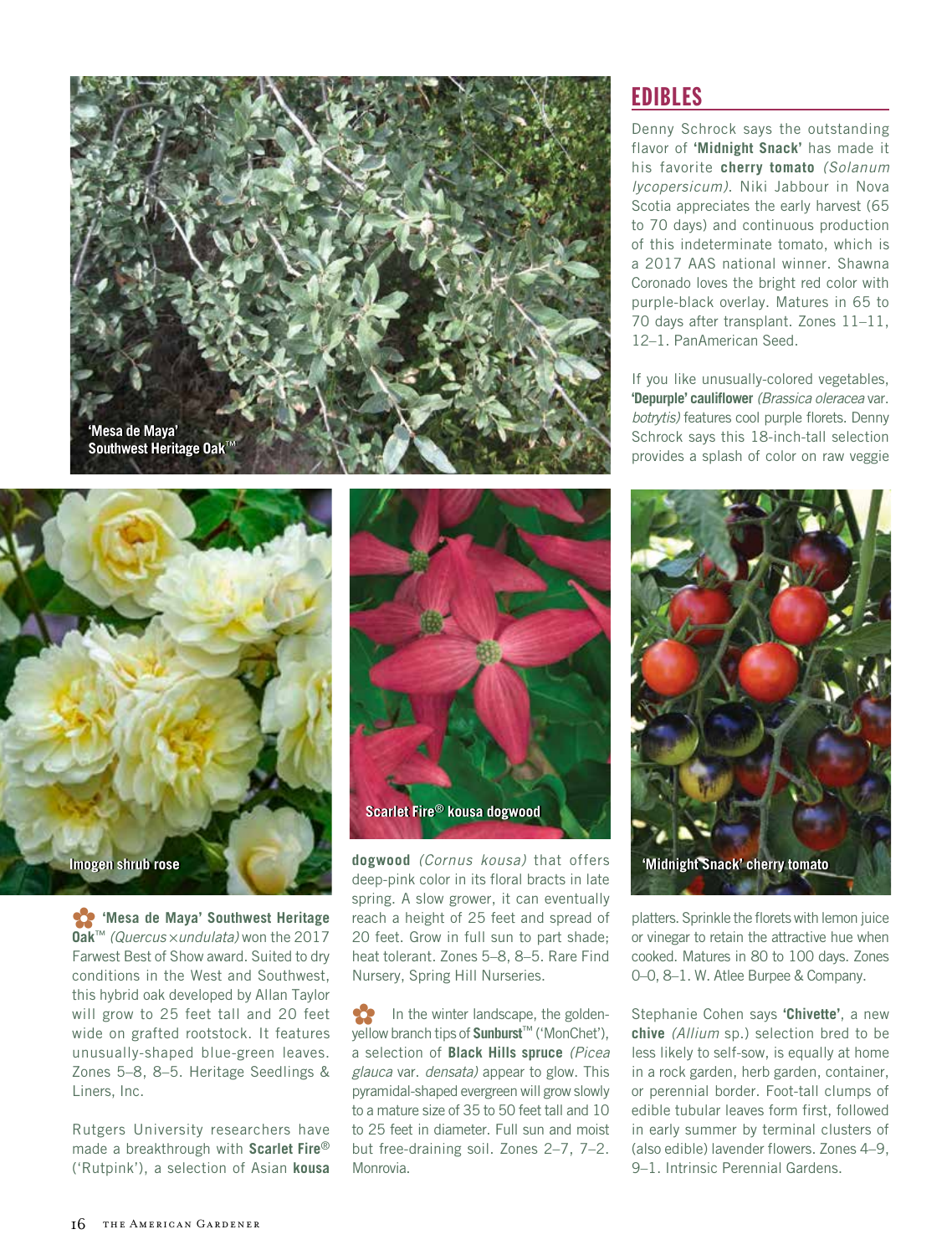'Mesa de Maya' Southwest Heritage Oak™

Imogen shrub rose

Scarlet Fire® kousa dogwood

'Midnight Snack' cherry tomato

✿ **'Mesa de Maya' Southwest Heritage Oak**™ *(Quercus ×undulata)* won the 2017 Farwest Best of Show award. Suited to dry conditions in the West and Southwest, this hybrid oak developed by Allan Taylor will grow to 25 feet tall and 20 feet wide on grafted rootstock. It features unusually-shaped blue-green leaves. Zones 5–8, 8–5. Heritage Seedlings & Liners, Inc.

Rutgers University researchers have made a breakthrough with **Scarlet Fire**® ('Rutpink'), a selection of Asian **kousa dogwood** *(Cornus kousa)* that offers deep-pink color in its floral bracts in late spring. A slow grower, it can eventually reach a height of 25 feet and spread of 20 feet. Grow in full sun to part shade; heat tolerant. Zones 5–8, 8–5. Rare Find Nursery, Spring Hill Nurseries.

✿ In the winter landscape, the golden-yellow branch tips of **Sunburst**™ ('MonChet'), a selection of **Black Hills spruce** *(Picea glauca* var. *densata)* appear to glow. This pyramidal-shaped evergreen will grow slowly to a mature size of 35 to 50 feet tall and 10 to 25 feet in diameter. Full sun and moist but free-draining soil. Zones 2–7, 7–2. Monrovia.

## EDIBLES

Denny Schrock says the outstanding flavor of **'Midnight Snack'** has made it his favorite **cherry tomato** *(Solanum lycopersicum)*. Niki Jabbour in Nova Scotia appreciates the early harvest (65 to 70 days) and continuous production of this indeterminate tomato, which is a 2017 AAS national winner. Shawna Coronado loves the bright red color with purple-black overlay. Matures in 65 to 70 days after transplant. Zones 11–11, 12–1. PanAmerican Seed.

If you like unusually-colored vegetables, **'Depurple' cauliflower** *(Brassica oleracea* var. *botrytis)* features cool purple florets. Denny Schrock says this 18-inch-tall selection provides a splash of color on raw veggie platters. Sprinkle the florets with lemon juice or vinegar to retain the attractive hue when cooked. Matures in 80 to 100 days. Zones 0–0, 8–1. W. Atlee Burpee & Company.

Stephanie Cohen says **'Chivette'**, a new **chive** *(Allium* sp.) selection bred to be less likely to self-sow, is equally at home in a rock garden, herb garden, container, or perennial border. Foot-tall clumps of edible tubular leaves form first, followed in early summer by terminal clusters of (also edible) lavender flowers. Zones 4–9, 9–1. Intrinsic Perennial Gardens.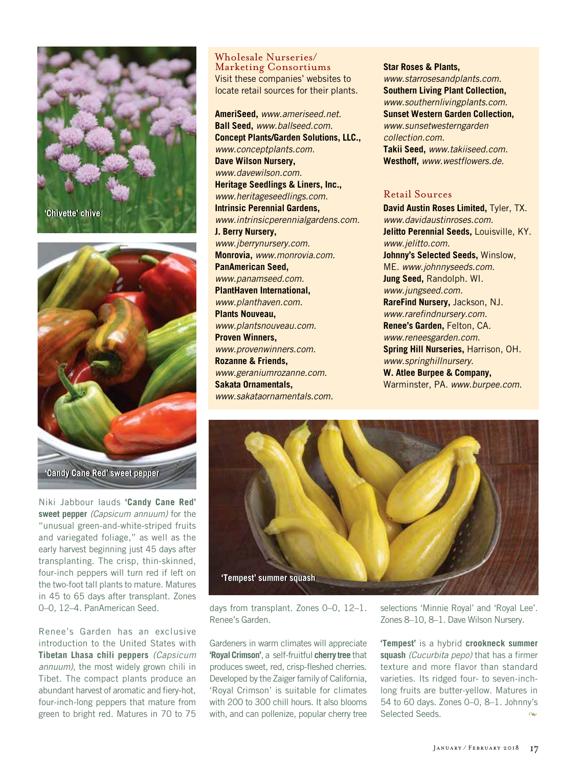'Chivette' chive

'Candy Cane Red' sweet pepper

Niki Jabbour lauds **'Candy Cane Red' sweet pepper** *(Capsicum annuum)* for the "unusual green-and-white-striped fruits and variegated foliage," as well as the early harvest beginning just 45 days after transplanting. The crisp, thin-skinned, four-inch peppers will turn red if left on the two-foot tall plants to mature. Matures in 45 to 65 days after transplant. Zones 0–0, 12–4. PanAmerican Seed.

Renee's Garden has an exclusive introduction to the United States with **Tibetan Lhasa chili peppers** *(Capsicum annuum)*, the most widely grown chili in Tibet. The compact plants produce an abundant harvest of aromatic and fiery-hot, four-inch-long peppers that mature from green to bright red. Matures in 70 to 75 days from transplant. Zones 0–0, 12–1. Renee's Garden.

Gardeners in warm climates will appreciate **'Royal Crimson'**, a self-fruitful **cherry tree** that produces sweet, red, crisp-fleshed cherries. Developed by the Zaiger family of California, 'Royal Crimson' is suitable for climates with 200 to 300 chill hours. It also blooms with, and can pollenize, popular cherry tree selections 'Minnie Royal' and 'Royal Lee'. Zones 8–10, 8–1. Dave Wilson Nursery.

**'Tempest'** is a hybrid **crookneck summer squash** *(Cucurbita pepo)* that has a firmer texture and more flavor than standard varieties. Its ridged four- to seven-inch-long fruits are butter-yellow. Matures in 54 to 60 days. Zones 0–0, 8–1. Johnny's Selected Seeds.

'Tempest' summer squash

## Wholesale Nurseries/ Marketing Consortiums

Visit these companies' websites to locate retail sources for their plants.

**AmeriSeed,** *www.ameriseed.net.*
**Ball Seed,** *www.ballseed.com.*
**Concept Plants/Garden Solutions, LLC.,** *www.conceptplants.com.*
**Dave Wilson Nursery,** *www.davewilson.com.*
**Heritage Seedlings & Liners, Inc.,** *www.heritageseedlings.com.*
**Intrinsic Perennial Gardens,** *www.intrinsicperennialgardens.com.*
**J. Berry Nursery,** *www.jberrynursery.com.*
**Monrovia,** *www.monrovia.com.*
**PanAmerican Seed,** *www.panamseed.com.*
**PlantHaven International,** *www.planthaven.com.*
**Plants Nouveau,** *www.plantsnouveau.com.*
**Proven Winners,** *www.provenwinners.com.*
**Rozanne & Friends,** *www.geraniumrozanne.com.*
**Sakata Ornamentals,** *www.sakataornamentals.com.*
**Star Roses & Plants,** *www.starrosesandplants.com.*
**Southern Living Plant Collection,** *www.southernlivingplants.com.*
**Sunset Western Garden Collection,** *www.sunsetwesterngarden collection.com.*
**Takii Seed,** *www.takiiseed.com.*
**Westhoff,** *www.westflowers.de.*

## Retail Sources

**David Austin Roses Limited,** Tyler, TX. *www.davidaustinroses.com.*
**Jelitto Perennial Seeds,** Louisville, KY. *www.jelitto.com.*
**Johnny's Selected Seeds,** Winslow, ME. *www.johnnyseeds.com.*
**Jung Seed,** Randolph. WI. *www.jungseed.com.*
**RareFind Nursery,** Jackson, NJ. *www.rarefindnursery.com.*
**Renee's Garden,** Felton, CA. *www.reneesgarden.com.*
**Spring Hill Nurseries,** Harrison, OH. *www.springhillnursery.*
**W. Atlee Burpee & Company,** Warminster, PA. *www.burpee.com.*